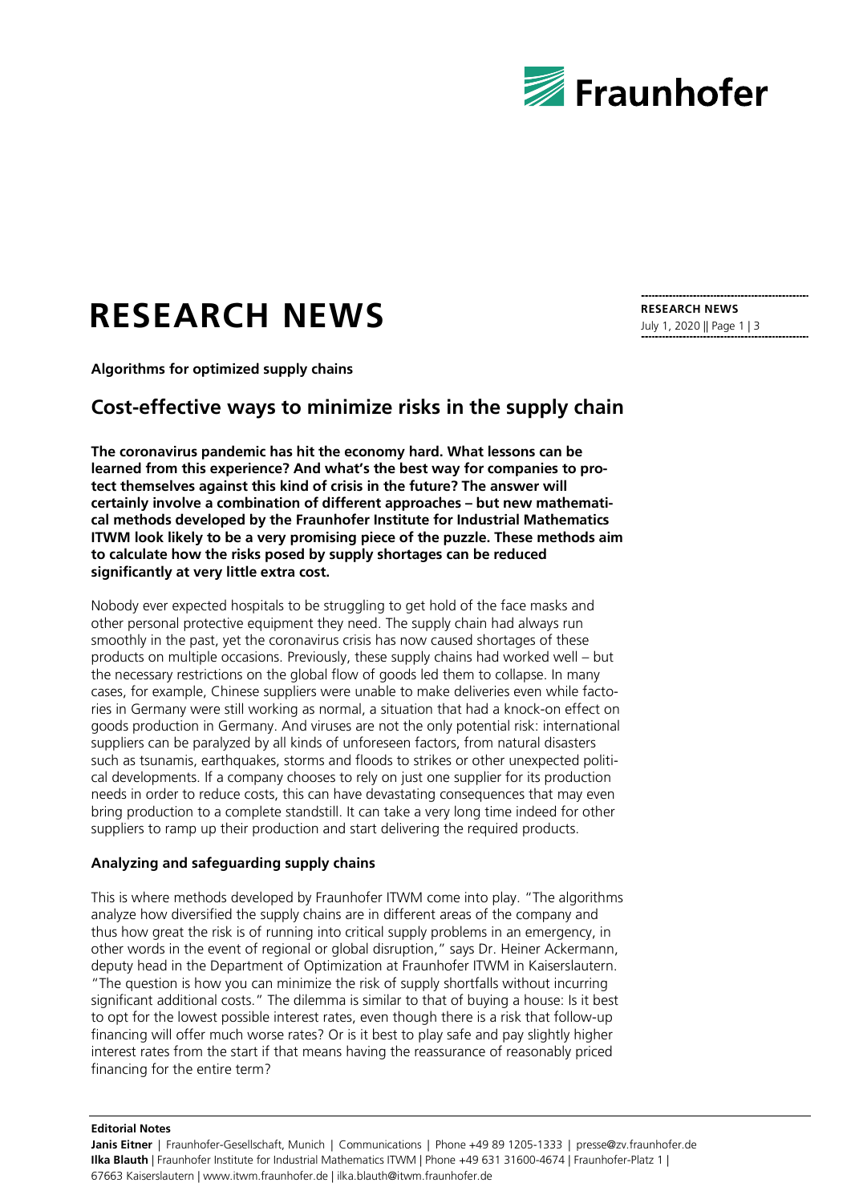# RESEARCH NEWS

**Algorithms for optimized supply chains**

## Cost-effective ways to minimize risks in the supply chain

**The coronavirus pandemic has hit the economy hard. What lessons can be learned from this experience? And what's the best way for companies to protect themselves against this kind of crisis in the future? The answer will certainly involve a combination of different approaches – but new mathematical methods developed by the Fraunhofer Institute for Industrial Mathematics ITWM look likely to be a very promising piece of the puzzle. These methods aim to calculate how the risks posed by supply shortages can be reduced significantly at very little extra cost.**

Nobody ever expected hospitals to be struggling to get hold of the face masks and other personal protective equipment they need. The supply chain had always run smoothly in the past, yet the coronavirus crisis has now caused shortages of these products on multiple occasions. Previously, these supply chains had worked well – but the necessary restrictions on the global flow of goods led them to collapse. In many cases, for example, Chinese suppliers were unable to make deliveries even while factories in Germany were still working as normal, a situation that had a knock-on effect on goods production in Germany. And viruses are not the only potential risk: international suppliers can be paralyzed by all kinds of unforeseen factors, from natural disasters such as tsunamis, earthquakes, storms and floods to strikes or other unexpected political developments. If a company chooses to rely on just one supplier for its production needs in order to reduce costs, this can have devastating consequences that may even bring production to a complete standstill. It can take a very long time indeed for other suppliers to ramp up their production and start delivering the required products.

### Analyzing and safeguarding supply chains

This is where methods developed by Fraunhofer ITWM come into play. "The algorithms analyze how diversified the supply chains are in different areas of the company and thus how great the risk is of running into critical supply problems in an emergency, in other words in the event of regional or global disruption," says Dr. Heiner Ackermann, deputy head in the Department of Optimization at Fraunhofer ITWM in Kaiserslautern. "The question is how you can minimize the risk of supply shortfalls without incurring significant additional costs." The dilemma is similar to that of buying a house: Is it best to opt for the lowest possible interest rates, even though there is a risk that follow-up financing will offer much worse rates? Or is it best to play safe and pay slightly higher interest rates from the start if that means having the reassurance of reasonably priced financing for the entire term?

**Editorial Notes**

**Janis Eitner** | Fraunhofer-Gesellschaft, Munich | Communications | Phone +49 89 1205-1333 | presse@zv.fraunhofer.de
**Ilka Blauth** | Fraunhofer Institute for Industrial Mathematics ITWM | Phone +49 631 31600-4674 | Fraunhofer-Platz 1 | 67663 Kaiserslautern | www.itwm.fraunhofer.de | ilka.blauth@itwm.fraunhofer.de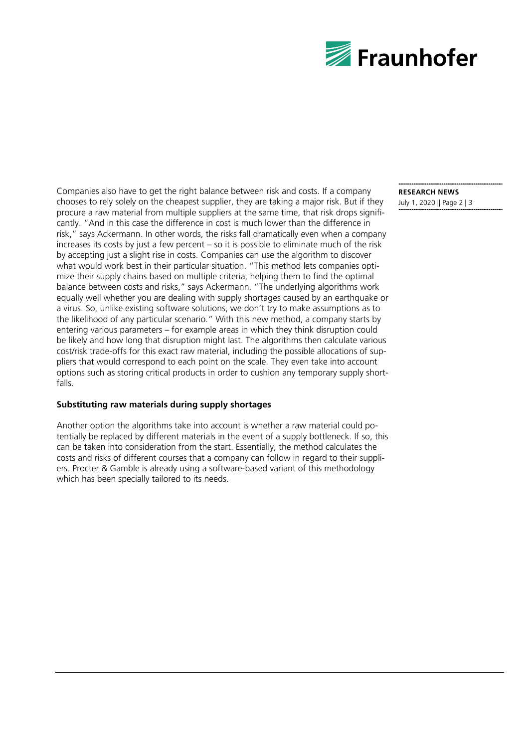Companies also have to get the right balance between risk and costs. If a company chooses to rely solely on the cheapest supplier, they are taking a major risk. But if they procure a raw material from multiple suppliers at the same time, that risk drops significantly. "And in this case the difference in cost is much lower than the difference in risk," says Ackermann. In other words, the risks fall dramatically even when a company increases its costs by just a few percent – so it is possible to eliminate much of the risk by accepting just a slight rise in costs. Companies can use the algorithm to discover what would work best in their particular situation. "This method lets companies optimize their supply chains based on multiple criteria, helping them to find the optimal balance between costs and risks," says Ackermann. "The underlying algorithms work equally well whether you are dealing with supply shortages caused by an earthquake or a virus. So, unlike existing software solutions, we don't try to make assumptions as to the likelihood of any particular scenario." With this new method, a company starts by entering various parameters – for example areas in which they think disruption could be likely and how long that disruption might last. The algorithms then calculate various cost/risk trade-offs for this exact raw material, including the possible allocations of suppliers that would correspond to each point on the scale. They even take into account options such as storing critical products in order to cushion any temporary supply shortfalls.

**Substituting raw materials during supply shortages**

Another option the algorithms take into account is whether a raw material could potentially be replaced by different materials in the event of a supply bottleneck. If so, this can be taken into consideration from the start. Essentially, the method calculates the costs and risks of different courses that a company can follow in regard to their suppliers. Procter & Gamble is already using a software-based variant of this methodology which has been specially tailored to its needs.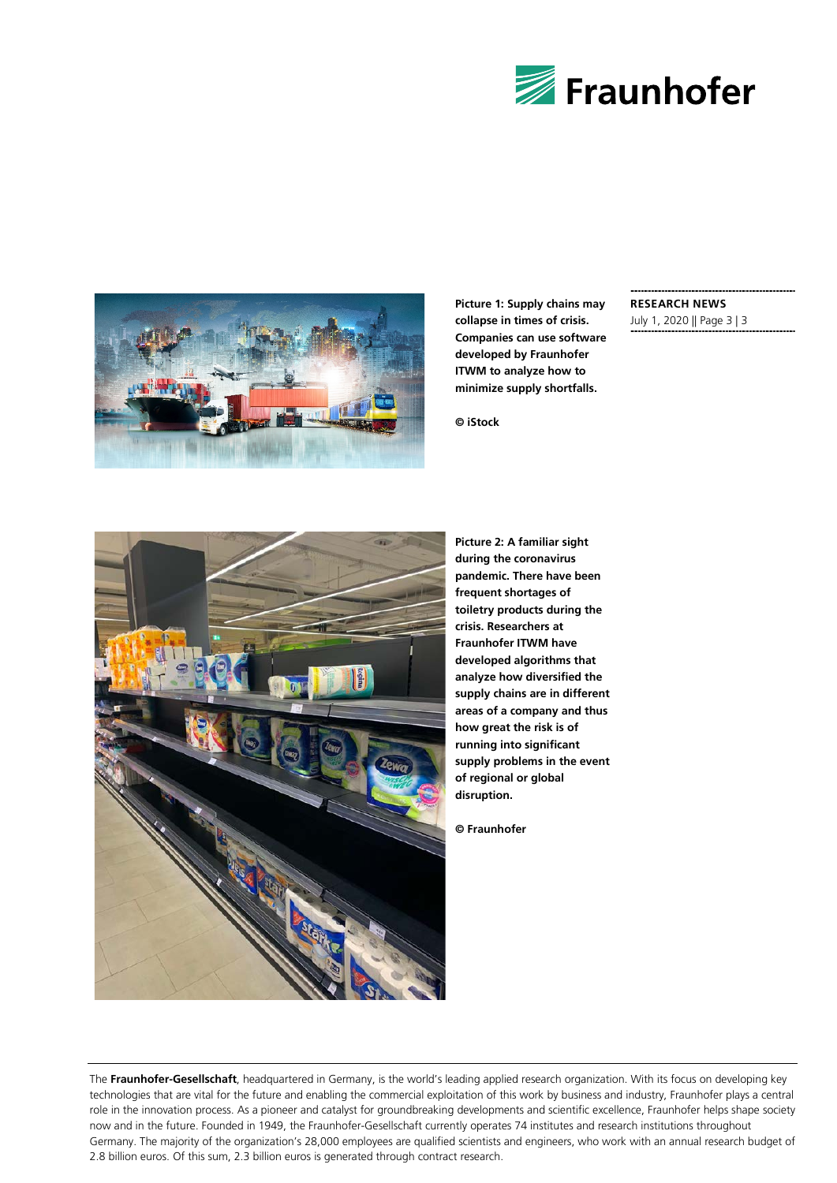Picture 1: Supply chains may collapse in times of crisis. Companies can use software developed by Fraunhofer ITWM to analyze how to minimize supply shortfalls.

© iStock

Picture 2: A familiar sight during the coronavirus pandemic. There have been frequent shortages of toiletry products during the crisis. Researchers at Fraunhofer ITWM have developed algorithms that analyze how diversified the supply chains are in different areas of a company and thus how great the risk is of running into significant supply problems in the event of regional or global disruption.

© Fraunhofer

The **Fraunhofer-Gesellschaft**, headquartered in Germany, is the world's leading applied research organization. With its focus on developing key technologies that are vital for the future and enabling the commercial exploitation of this work by business and industry, Fraunhofer plays a central role in the innovation process. As a pioneer and catalyst for groundbreaking developments and scientific excellence, Fraunhofer helps shape society now and in the future. Founded in 1949, the Fraunhofer-Gesellschaft currently operates 74 institutes and research institutions throughout Germany. The majority of the organization's 28,000 employees are qualified scientists and engineers, who work with an annual research budget of 2.8 billion euros. Of this sum, 2.3 billion euros is generated through contract research.